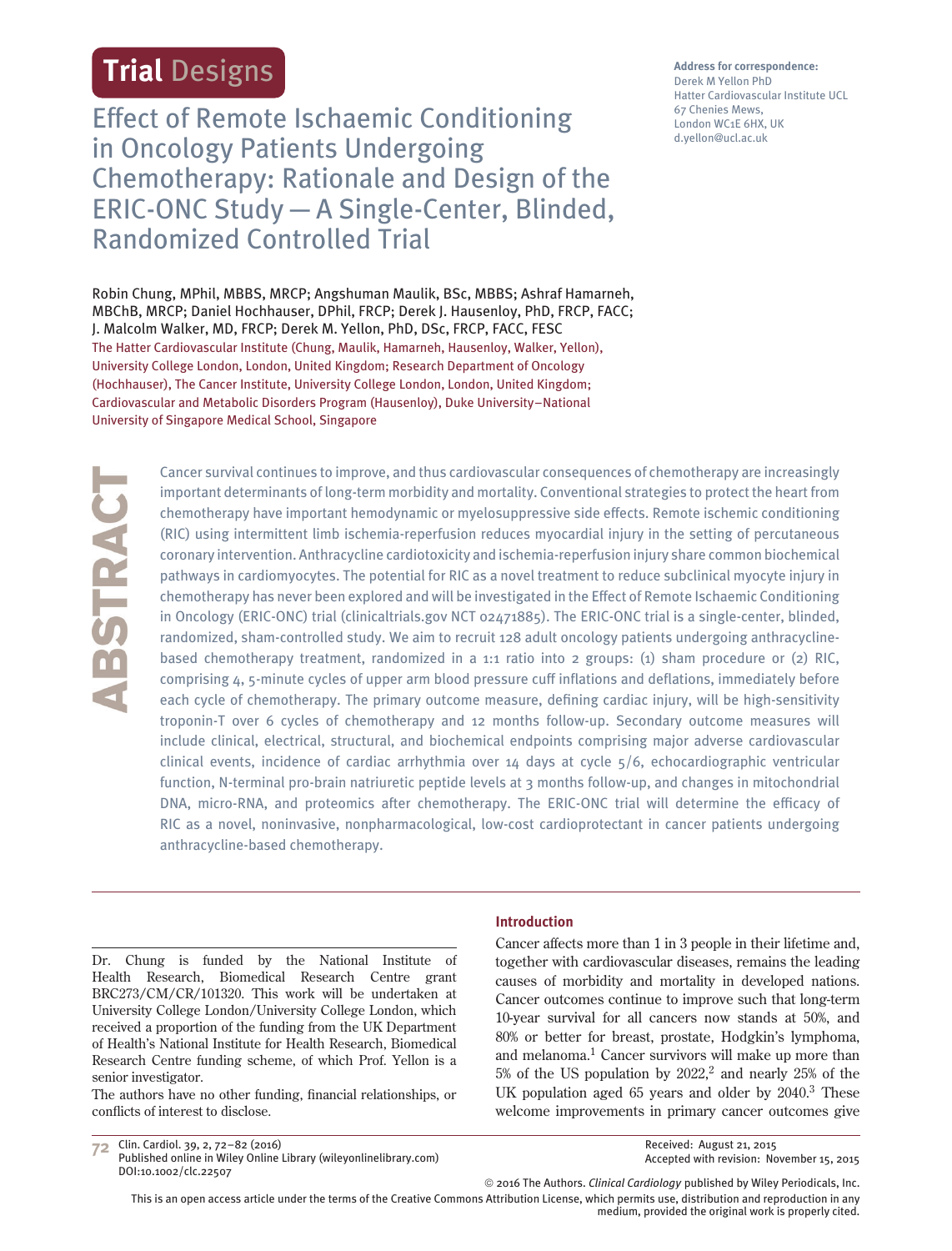Trial Designs

# Effect of Remote Ischaemic Conditioning in Oncology Patients Undergoing Chemotherapy: Rationale and Design of the ERIC-ONC Study — A Single-Center, Blinded, Randomized Controlled Trial

**Address for correspondence:**
Derek M Yellon PhD
Hatter Cardiovascular Institute UCL
67 Chenies Mews,
London WC1E 6HX, UK
d.yellon@ucl.ac.uk

Robin Chung, MPhil, MBBS, MRCP; Angshuman Maulik, BSc, MBBS; Ashraf Hamarneh, MBChB, MRCP; Daniel Hochhauser, DPhil, FRCP; Derek J. Hausenloy, PhD, FRCP, FACC; J. Malcolm Walker, MD, FRCP; Derek M. Yellon, PhD, DSc, FRCP, FACC, FESC

The Hatter Cardiovascular Institute (Chung, Maulik, Hamarneh, Hausenloy, Walker, Yellon), University College London, London, United Kingdom; Research Department of Oncology (Hochhauser), The Cancer Institute, University College London, London, United Kingdom; Cardiovascular and Metabolic Disorders Program (Hausenloy), Duke University–National University of Singapore Medical School, Singapore

## ABSTRACT

Cancer survival continues to improve, and thus cardiovascular consequences of chemotherapy are increasingly important determinants of long-term morbidity and mortality. Conventional strategies to protect the heart from chemotherapy have important hemodynamic or myelosuppressive side effects. Remote ischemic conditioning (RIC) using intermittent limb ischemia-reperfusion reduces myocardial injury in the setting of percutaneous coronary intervention. Anthracycline cardiotoxicity and ischemia-reperfusion injury share common biochemical pathways in cardiomyocytes. The potential for RIC as a novel treatment to reduce subclinical myocyte injury in chemotherapy has never been explored and will be investigated in the Effect of Remote Ischaemic Conditioning in Oncology (ERIC-ONC) trial (clinicaltrials.gov NCT 02471885). The ERIC-ONC trial is a single-center, blinded, randomized, sham-controlled study. We aim to recruit 128 adult oncology patients undergoing anthracycline-based chemotherapy treatment, randomized in a 1:1 ratio into 2 groups: (1) sham procedure or (2) RIC, comprising 4, 5-minute cycles of upper arm blood pressure cuff inflations and deflations, immediately before each cycle of chemotherapy. The primary outcome measure, defining cardiac injury, will be high-sensitivity troponin-T over 6 cycles of chemotherapy and 12 months follow-up. Secondary outcome measures will include clinical, electrical, structural, and biochemical endpoints comprising major adverse cardiovascular clinical events, incidence of cardiac arrhythmia over 14 days at cycle 5/6, echocardiographic ventricular function, N-terminal pro-brain natriuretic peptide levels at 3 months follow-up, and changes in mitochondrial DNA, micro-RNA, and proteomics after chemotherapy. The ERIC-ONC trial will determine the efficacy of RIC as a novel, noninvasive, nonpharmacological, low-cost cardioprotectant in cancer patients undergoing anthracycline-based chemotherapy.

Dr. Chung is funded by the National Institute of Health Research, Biomedical Research Centre grant BRC273/CM/CR/101320. This work will be undertaken at University College London/University College London, which received a proportion of the funding from the UK Department of Health's National Institute for Health Research, Biomedical Research Centre funding scheme, of which Prof. Yellon is a senior investigator.

The authors have no other funding, financial relationships, or conflicts of interest to disclose.

## Introduction

Cancer affects more than 1 in 3 people in their lifetime and, together with cardiovascular diseases, remains the leading causes of morbidity and mortality in developed nations. Cancer outcomes continue to improve such that long-term 10-year survival for all cancers now stands at 50%, and 80% or better for breast, prostate, Hodgkin's lymphoma, and melanoma.[1] Cancer survivors will make up more than 5% of the US population by 2022,[2] and nearly 25% of the UK population aged 65 years and older by 2040.[3] These welcome improvements in primary cancer outcomes give

Received: August 21, 2015
Accepted with revision: November 15, 2015

Published online in Wiley Online Library (wileyonlinelibrary.com)
DOI:10.1002/clc.22507

© 2016 The Authors. *Clinical Cardiology* published by Wiley Periodicals, Inc.
This is an open access article under the terms of the Creative Commons Attribution License, which permits use, distribution and reproduction in any medium, provided the original work is properly cited.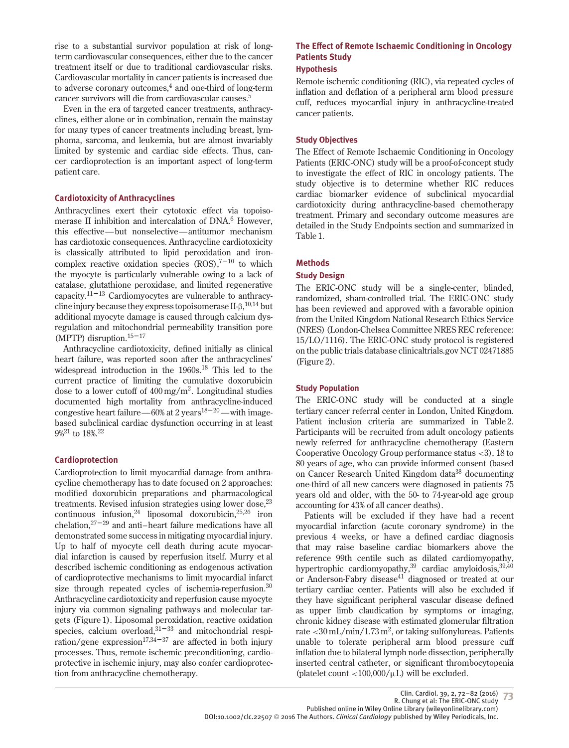rise to a substantial survivor population at risk of long-term cardiovascular consequences, either due to the cancer treatment itself or due to traditional cardiovascular risks. Cardiovascular mortality in cancer patients is increased due to adverse coronary outcomes,[4] and one-third of long-term cancer survivors will die from cardiovascular causes.[5]

Even in the era of targeted cancer treatments, anthracyclines, either alone or in combination, remain the mainstay for many types of cancer treatments including breast, lymphoma, sarcoma, and leukemia, but are almost invariably limited by systemic and cardiac side effects. Thus, cancer cardioprotection is an important aspect of long-term patient care.

### Cardiotoxicity of Anthracyclines

Anthracyclines exert their cytotoxic effect via topoisomerase II inhibition and intercalation of DNA.[6] However, this effective—but nonselective—antitumor mechanism has cardiotoxic consequences. Anthracycline cardiotoxicity is classically attributed to lipid peroxidation and iron-complex reactive oxidation species (ROS),[7–10] to which the myocyte is particularly vulnerable owing to a lack of catalase, glutathione peroxidase, and limited regenerative capacity.[11–13] Cardiomyocytes are vulnerable to anthracycline injury because they express topoisomerase II-β,[10,14] but additional myocyte damage is caused through calcium dysregulation and mitochondrial permeability transition pore (MPTP) disruption.[15–17]

Anthracycline cardiotoxicity, defined initially as clinical heart failure, was reported soon after the anthracyclines' widespread introduction in the 1960s.[18] This led to the current practice of limiting the cumulative doxorubicin dose to a lower cutoff of 400 mg/m$^2$. Longitudinal studies documented high mortality from anthracycline-induced congestive heart failure—60% at 2 years[18–20]—with image-based subclinical cardiac dysfunction occurring in at least 9%[21] to 18%.[22]

### Cardioprotection

Cardioprotection to limit myocardial damage from anthracycline chemotherapy has to date focused on 2 approaches: modified doxorubicin preparations and pharmacological treatments. Revised infusion strategies using lower dose,[23] continuous infusion,[24] liposomal doxorubicin,[25,26] iron chelation,[27–29] and anti–heart failure medications have all demonstrated some success in mitigating myocardial injury. Up to half of myocyte cell death during acute myocardial infarction is caused by reperfusion itself. Murry et al described ischemic conditioning as endogenous activation of cardioprotective mechanisms to limit myocardial infarct size through repeated cycles of ischemia-reperfusion.[30] Anthracycline cardiotoxicity and reperfusion cause myocyte injury via common signaling pathways and molecular targets (Figure 1). Liposomal peroxidation, reactive oxidation species, calcium overload,[31–33] and mitochondrial respiration/gene expression[17,34–37] are affected in both injury processes. Thus, remote ischemic preconditioning, cardioprotective in ischemic injury, may also confer cardioprotection from anthracycline chemotherapy.

## The Effect of Remote Ischaemic Conditioning in Oncology Patients Study

### Hypothesis

Remote ischemic conditioning (RIC), via repeated cycles of inflation and deflation of a peripheral arm blood pressure cuff, reduces myocardial injury in anthracycline-treated cancer patients.

### Study Objectives

The Effect of Remote Ischaemic Conditioning in Oncology Patients (ERIC-ONC) study will be a proof-of-concept study to investigate the effect of RIC in oncology patients. The study objective is to determine whether RIC reduces cardiac biomarker evidence of subclinical myocardial cardiotoxicity during anthracycline-based chemotherapy treatment. Primary and secondary outcome measures are detailed in the Study Endpoints section and summarized in Table 1.

### Methods

### Study Design

The ERIC-ONC study will be a single-center, blinded, randomized, sham-controlled trial. The ERIC-ONC study has been reviewed and approved with a favorable opinion from the United Kingdom National Research Ethics Service (NRES) (London-Chelsea Committee NRES REC reference: 15/LO/1116). The ERIC-ONC study protocol is registered on the public trials database clinicaltrials.gov NCT 02471885 (Figure 2).

### Study Population

The ERIC-ONC study will be conducted at a single tertiary cancer referral center in London, United Kingdom. Patient inclusion criteria are summarized in Table 2. Participants will be recruited from adult oncology patients newly referred for anthracycline chemotherapy (Eastern Cooperative Oncology Group performance status <3), 18 to 80 years of age, who can provide informed consent (based on Cancer Research United Kingdom data[38] documenting one-third of all new cancers were diagnosed in patients 75 years old and older, with the 50- to 74-year-old age group accounting for 43% of all cancer deaths).

Patients will be excluded if they have had a recent myocardial infarction (acute coronary syndrome) in the previous 4 weeks, or have a defined cardiac diagnosis that may raise baseline cardiac biomarkers above the reference 99th centile such as dilated cardiomyopathy, hypertrophic cardiomyopathy,[39] cardiac amyloidosis,[39,40] or Anderson-Fabry disease[41] diagnosed or treated at our tertiary cardiac center. Patients will also be excluded if they have significant peripheral vascular disease defined as upper limb claudication by symptoms or imaging, chronic kidney disease with estimated glomerular filtration rate <30 mL/min/1.73 m$^2$, or taking sulfonylureas. Patients unable to tolerate peripheral arm blood pressure cuff inflation due to bilateral lymph node dissection, peripherally inserted central catheter, or significant thrombocytopenia (platelet count <100,000/μL) will be excluded.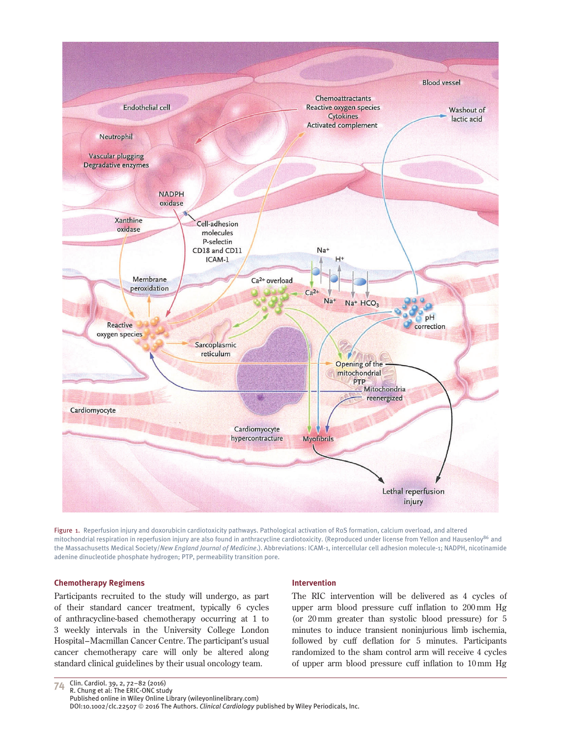Figure 1. Reperfusion injury and doxorubicin cardiotoxicity pathways. Pathological activation of RoS formation, calcium overload, and altered mitochondrial respiration in reperfusion injury are also found in anthracycline cardiotoxicity. (Reproduced under license from Yellon and Hausenloy[86] and the Massachusetts Medical Society/*New England Journal of Medicine*.). Abbreviations: ICAM-1, intercellular cell adhesion molecule-1; NADPH, nicotinamide adenine dinucleotide phosphate hydrogen; PTP, permeability transition pore.

### Chemotherapy Regimens

Participants recruited to the study will undergo, as part of their standard cancer treatment, typically 6 cycles of anthracycline-based chemotherapy occurring at 1 to 3 weekly intervals in the University College London Hospital–Macmillan Cancer Centre. The participant's usual cancer chemotherapy care will only be altered along standard clinical guidelines by their usual oncology team.

### Intervention

The RIC intervention will be delivered as 4 cycles of upper arm blood pressure cuff inflation to 200 mm Hg (or 20 mm greater than systolic blood pressure) for 5 minutes to induce transient noninjurious limb ischemia, followed by cuff deflation for 5 minutes. Participants randomized to the sham control arm will receive 4 cycles of upper arm blood pressure cuff inflation to 10 mm Hg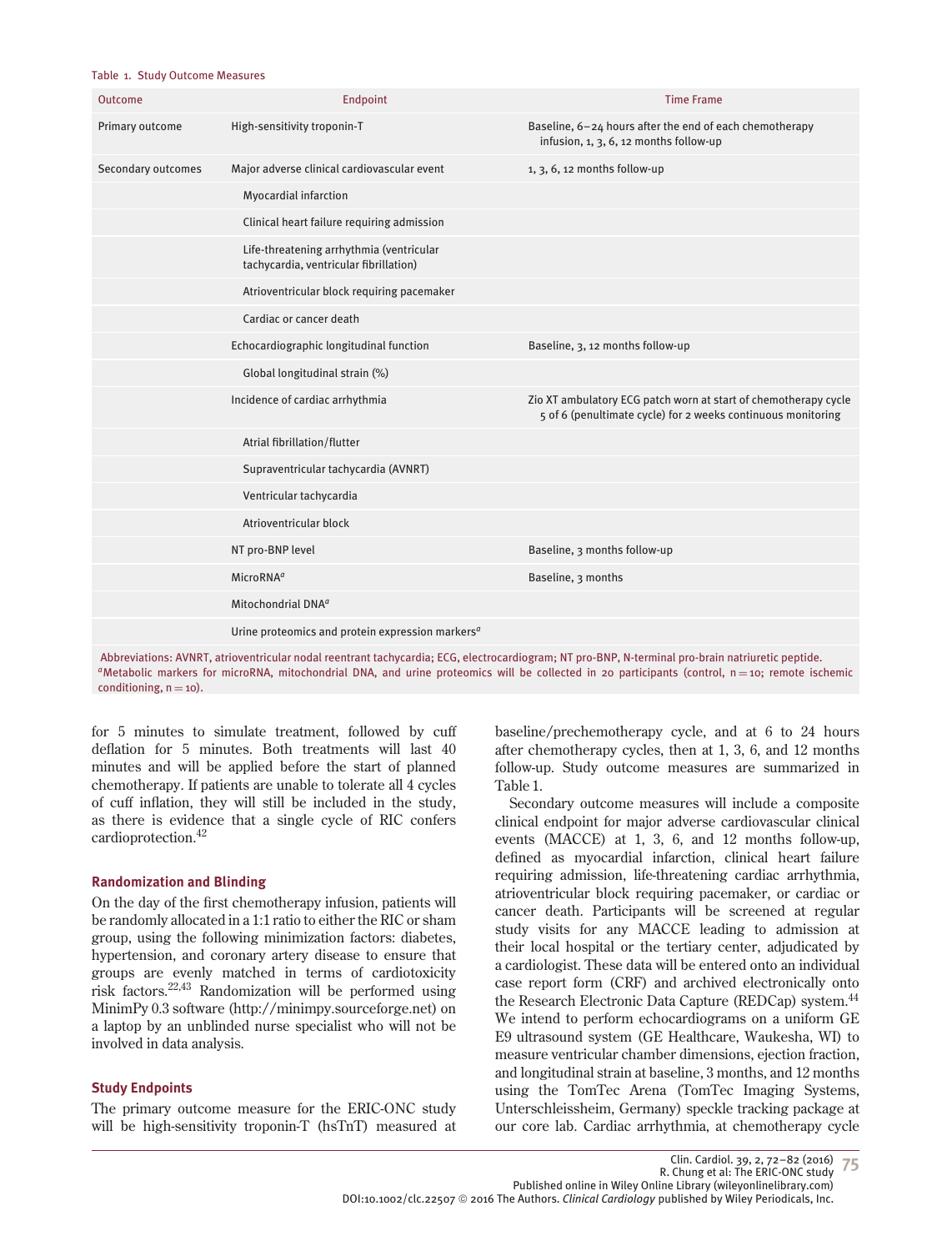Table 1. Study Outcome Measures

| Outcome | Endpoint | Time Frame |
| --- | --- | --- |
| Primary outcome | High-sensitivity troponin-T | Baseline, 6–24 hours after the end of each chemotherapy infusion, 1, 3, 6, 12 months follow-up |
| Secondary outcomes | Major adverse clinical cardiovascular event | 1, 3, 6, 12 months follow-up |
| | Myocardial infarction | |
| | Clinical heart failure requiring admission | |
| | Life-threatening arrhythmia (ventricular tachycardia, ventricular fibrillation) | |
| | Atrioventricular block requiring pacemaker | |
| | Cardiac or cancer death | |
| | Echocardiographic longitudinal function | Baseline, 3, 12 months follow-up |
| | Global longitudinal strain (%) | |
| | Incidence of cardiac arrhythmia | Zio XT ambulatory ECG patch worn at start of chemotherapy cycle 5 of 6 (penultimate cycle) for 2 weeks continuous monitoring |
| | Atrial fibrillation/flutter | |
| | Supraventricular tachycardia (AVNRT) | |
| | Ventricular tachycardia | |
| | Atrioventricular block | |
| | NT pro-BNP level | Baseline, 3 months follow-up |
| | MicroRNA[a] | Baseline, 3 months |
| | Mitochondrial DNA[a] | |
| | Urine proteomics and protein expression markers[a] | |

Abbreviations: AVNRT, atrioventricular nodal reentrant tachycardia; ECG, electrocardiogram; NT pro-BNP, N-terminal pro-brain natriuretic peptide.
[a]Metabolic markers for microRNA, mitochondrial DNA, and urine proteomics will be collected in 20 participants (control, n = 10; remote ischemic conditioning, n = 10).

for 5 minutes to simulate treatment, followed by cuff deflation for 5 minutes. Both treatments will last 40 minutes and will be applied before the start of planned chemotherapy. If patients are unable to tolerate all 4 cycles of cuff inflation, they will still be included in the study, as there is evidence that a single cycle of RIC confers cardioprotection.[42]

### Randomization and Blinding

On the day of the first chemotherapy infusion, patients will be randomly allocated in a 1:1 ratio to either the RIC or sham group, using the following minimization factors: diabetes, hypertension, and coronary artery disease to ensure that groups are evenly matched in terms of cardiotoxicity risk factors.[22,43] Randomization will be performed using MinimPy 0.3 software (http://minimpy.sourceforge.net) on a laptop by an unblinded nurse specialist who will not be involved in data analysis.

### Study Endpoints

The primary outcome measure for the ERIC-ONC study will be high-sensitivity troponin-T (hsTnT) measured at baseline/prechemotherapy cycle, and at 6 to 24 hours after chemotherapy cycles, then at 1, 3, 6, and 12 months follow-up. Study outcome measures are summarized in Table 1.

Secondary outcome measures will include a composite clinical endpoint for major adverse cardiovascular clinical events (MACCE) at 1, 3, 6, and 12 months follow-up, defined as myocardial infarction, clinical heart failure requiring admission, life-threatening cardiac arrhythmia, atrioventricular block requiring pacemaker, or cardiac or cancer death. Participants will be screened at regular study visits for any MACCE leading to admission at their local hospital or the tertiary center, adjudicated by a cardiologist. These data will be entered onto an individual case report form (CRF) and archived electronically onto the Research Electronic Data Capture (REDCap) system.[44] We intend to perform echocardiograms on a uniform GE E9 ultrasound system (GE Healthcare, Waukesha, WI) to measure ventricular chamber dimensions, ejection fraction, and longitudinal strain at baseline, 3 months, and 12 months using the TomTec Arena (TomTec Imaging Systems, Unterschleissheim, Germany) speckle tracking package at our core lab. Cardiac arrhythmia, at chemotherapy cycle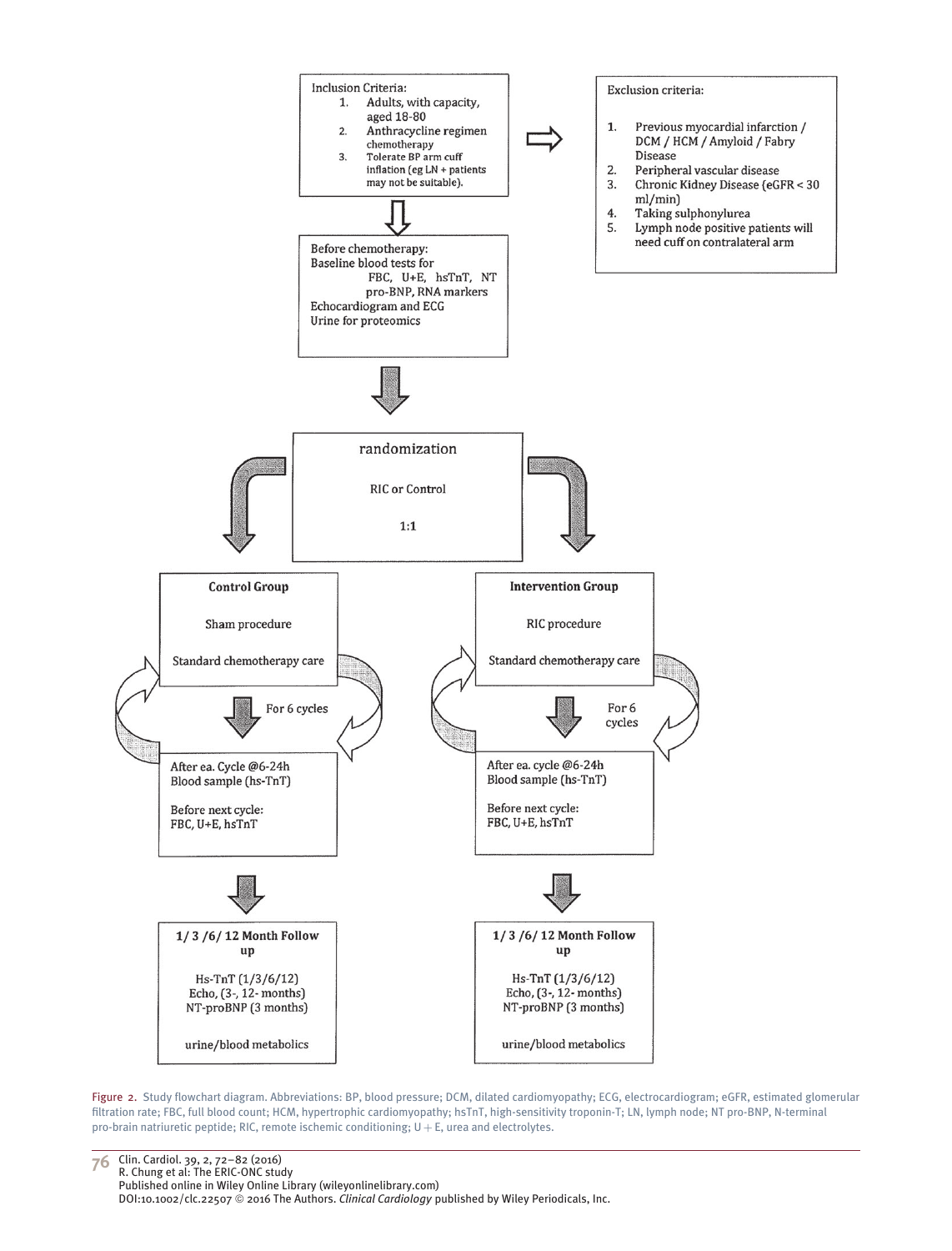Inclusion Criteria:

1. Adults, with capacity, aged 18-80
2. Anthracycline regimen chemotherapy
3. Tolerate BP arm cuff inflation (eg LN + patients may not be suitable).

Exclusion criteria:

1. Previous myocardial infarction / DCM / HCM / Amyloid / Fabry Disease
2. Peripheral vascular disease
3. Chronic Kidney Disease (eGFR < 30 ml/min)
4. Taking sulphonylurea
5. Lymph node positive patients will need cuff on contralateral arm

Before chemotherapy:
Baseline blood tests for FBC, U+E, hsTnT, NT pro-BNP, RNA markers
Echocardiogram and ECG
Urine for proteomics

randomization

RIC or Control

1:1

**Control Group**

Sham procedure

Standard chemotherapy care

For 6 cycles

After ea. Cycle @6-24h
Blood sample (hs-TnT)

Before next cycle:
FBC, U+E, hsTnT

**1/ 3 /6/ 12 Month Follow up**

Hs-TnT (1/3/6/12)
Echo, (3-, 12- months)
NT-proBNP (3 months)

urine/blood metabolics

**Intervention Group**

RIC procedure

Standard chemotherapy care

For 6 cycles

After ea. cycle @6-24h
Blood sample (hs-TnT)

Before next cycle:
FBC, U+E, hsTnT

**1/ 3 /6/ 12 Month Follow up**

Hs-TnT (1/3/6/12)
Echo, (3-, 12- months)
NT-proBNP (3 months)

urine/blood metabolics

Figure 2. Study flowchart diagram. Abbreviations: BP, blood pressure; DCM, dilated cardiomyopathy; ECG, electrocardiogram; eGFR, estimated glomerular filtration rate; FBC, full blood count; HCM, hypertrophic cardiomyopathy; hsTnT, high-sensitivity troponin-T; LN, lymph node; NT pro-BNP, N-terminal pro-brain natriuretic peptide; RIC, remote ischemic conditioning; U + E, urea and electrolytes.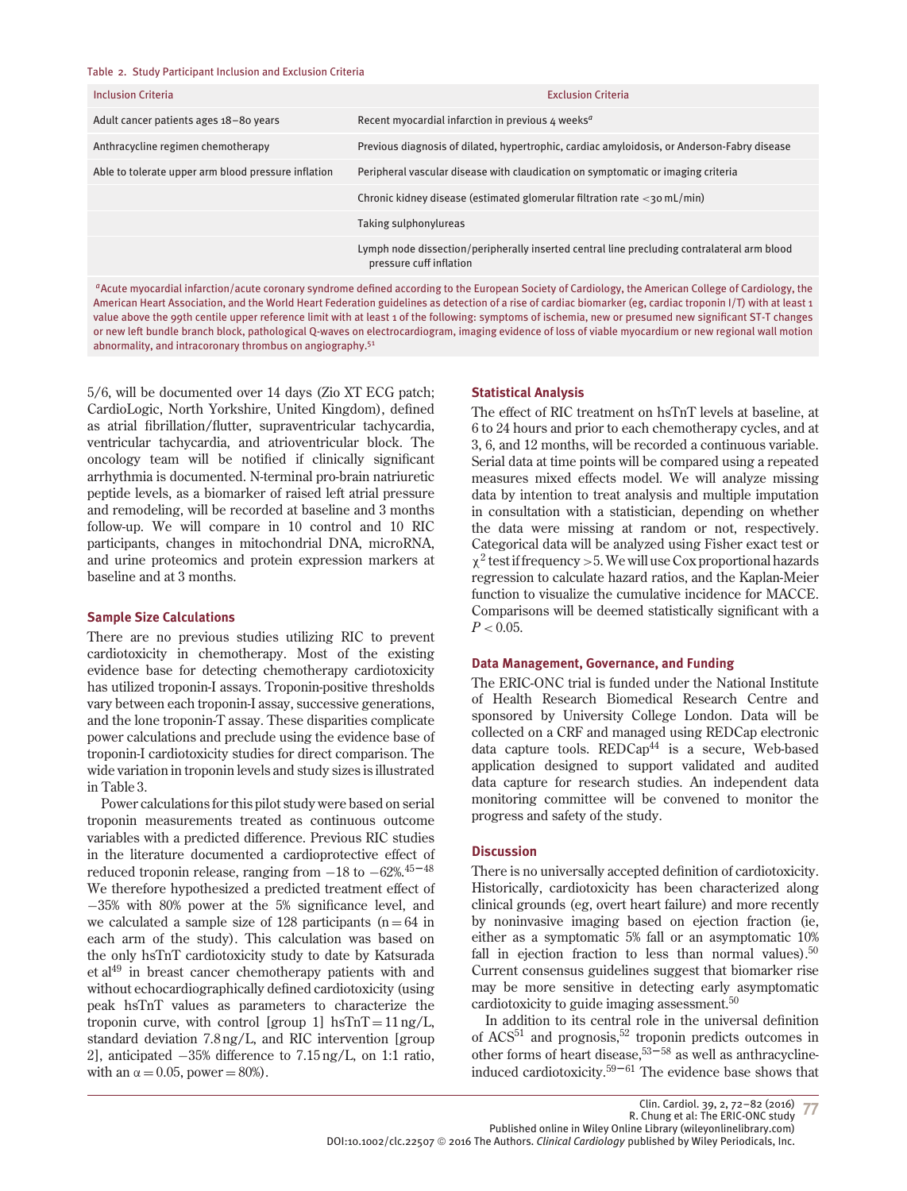Table 2. Study Participant Inclusion and Exclusion Criteria

| Inclusion Criteria | Exclusion Criteria |
| --- | --- |
| Adult cancer patients ages 18–80 years | Recent myocardial infarction in previous 4 weeks[a] |
| Anthracycline regimen chemotherapy | Previous diagnosis of dilated, hypertrophic, cardiac amyloidosis, or Anderson-Fabry disease |
| Able to tolerate upper arm blood pressure inflation | Peripheral vascular disease with claudication on symptomatic or imaging criteria |
| | Chronic kidney disease (estimated glomerular filtration rate <30 mL/min) |
| | Taking sulphonylureas |
| | Lymph node dissection/peripherally inserted central line precluding contralateral arm blood pressure cuff inflation |

[a]Acute myocardial infarction/acute coronary syndrome defined according to the European Society of Cardiology, the American College of Cardiology, the American Heart Association, and the World Heart Federation guidelines as detection of a rise of cardiac biomarker (eg, cardiac troponin I/T) with at least 1 value above the 99th centile upper reference limit with at least 1 of the following: symptoms of ischemia, new or presumed new significant ST-T changes or new left bundle branch block, pathological Q-waves on electrocardiogram, imaging evidence of loss of viable myocardium or new regional wall motion abnormality, and intracoronary thrombus on angiography.[51]

5/6, will be documented over 14 days (Zio XT ECG patch; CardioLogic, North Yorkshire, United Kingdom), defined as atrial fibrillation/flutter, supraventricular tachycardia, ventricular tachycardia, and atrioventricular block. The oncology team will be notified if clinically significant arrhythmia is documented. N-terminal pro-brain natriuretic peptide levels, as a biomarker of raised left atrial pressure and remodeling, will be recorded at baseline and 3 months follow-up. We will compare in 10 control and 10 RIC participants, changes in mitochondrial DNA, microRNA, and urine proteomics and protein expression markers at baseline and at 3 months.

### Sample Size Calculations

There are no previous studies utilizing RIC to prevent cardiotoxicity in chemotherapy. Most of the existing evidence base for detecting chemotherapy cardiotoxicity has utilized troponin-I assays. Troponin-positive thresholds vary between each troponin-I assay, successive generations, and the lone troponin-T assay. These disparities complicate power calculations and preclude using the evidence base of troponin-I cardiotoxicity studies for direct comparison. The wide variation in troponin levels and study sizes is illustrated in Table 3.

Power calculations for this pilot study were based on serial troponin measurements treated as continuous outcome variables with a predicted difference. Previous RIC studies in the literature documented a cardioprotective effect of reduced troponin release, ranging from −18 to −62%.[45–48] We therefore hypothesized a predicted treatment effect of −35% with 80% power at the 5% significance level, and we calculated a sample size of 128 participants ($n = 64$ in each arm of the study). This calculation was based on the only hsTnT cardiotoxicity study to date by Katsurada et al[49] in breast cancer chemotherapy patients with and without echocardiographically defined cardiotoxicity (using peak hsTnT values as parameters to characterize the troponin curve, with control [group 1] hsTnT = 11 ng/L, standard deviation 7.8 ng/L, and RIC intervention [group 2], anticipated −35% difference to 7.15 ng/L, on 1:1 ratio, with an $\alpha = 0.05$, power = 80%).

### Statistical Analysis

The effect of RIC treatment on hsTnT levels at baseline, at 6 to 24 hours and prior to each chemotherapy cycles, and at 3, 6, and 12 months, will be recorded a continuous variable. Serial data at time points will be compared using a repeated measures mixed effects model. We will analyze missing data by intention to treat analysis and multiple imputation in consultation with a statistician, depending on whether the data were missing at random or not, respectively. Categorical data will be analyzed using Fisher exact test or $\chi^2$ test if frequency >5. We will use Cox proportional hazards regression to calculate hazard ratios, and the Kaplan-Meier function to visualize the cumulative incidence for MACCE. Comparisons will be deemed statistically significant with a $P < 0.05$.

### Data Management, Governance, and Funding

The ERIC-ONC trial is funded under the National Institute of Health Research Biomedical Research Centre and sponsored by University College London. Data will be collected on a CRF and managed using REDCap electronic data capture tools. REDCap[44] is a secure, Web-based application designed to support validated and audited data capture for research studies. An independent data monitoring committee will be convened to monitor the progress and safety of the study.

### Discussion

There is no universally accepted definition of cardiotoxicity. Historically, cardiotoxicity has been characterized along clinical grounds (eg, overt heart failure) and more recently by noninvasive imaging based on ejection fraction (ie, either as a symptomatic 5% fall or an asymptomatic 10% fall in ejection fraction to less than normal values).[50] Current consensus guidelines suggest that biomarker rise may be more sensitive in detecting early asymptomatic cardiotoxicity to guide imaging assessment.[50]

In addition to its central role in the universal definition of ACS[51] and prognosis,[52] troponin predicts outcomes in other forms of heart disease,[53–58] as well as anthracycline-induced cardiotoxicity.[59–61] The evidence base shows that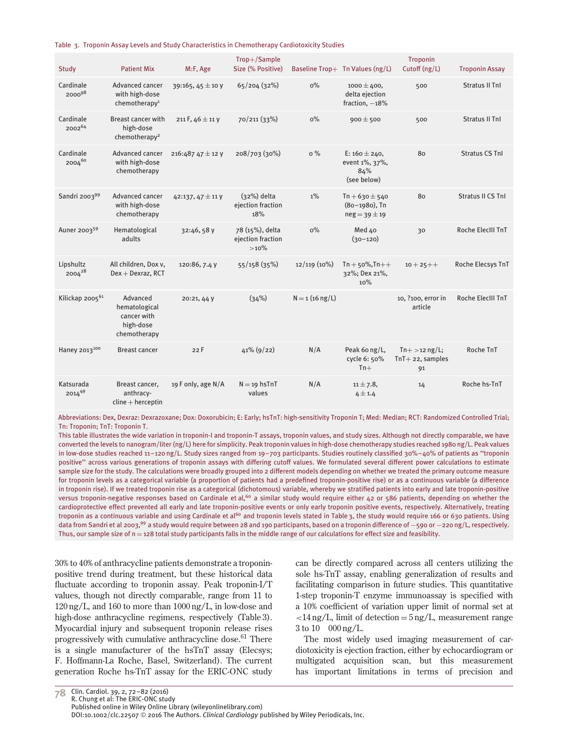Table 3. Troponin Assay Levels and Study Characteristics in Chemotherapy Cardiotoxicity Studies

| Study | Patient Mix | M:F, Age | Trop+/Sample Size (% Positive) | Baseline Trop+ | Tn Values (ng/L) | Troponin Cutoff (ng/L) | Troponin Assay |
|---|---|---|---|---|---|---|---|
| Cardinale 2000[98] | Advanced cancer with high-dose chemotherapy[1] | 39:165, 45 ± 10 y | 65/204 (32%) | 0% | 1000 ± 400, delta ejection fraction, −18% | 500 | Stratus II TnI |
| Cardinale 2002[64] | Breast cancer with high-dose chemotherapy[2] | 211 F, 46 ± 11 y | 70/211 (33%) | 0% | 900 ± 500 | 500 | Stratus II TnI |
| Cardinale 2004[60] | Advanced cancer with high-dose chemotherapy | 216:487 47 ± 12 y | 208/703 (30%) | 0 % | E: 160 ± 240, event 1%, 37%, 84% (see below) | 80 | Stratus CS TnI |
| Sandri 2003[99] | Advanced cancer with high-dose chemotherapy | 42:137, 47 ± 11 y | (32%) delta ejection fraction 18% | 1% | Tn + 630 ± 540 (80–1980), Tn neg = 39 ± 19 | 80 | Stratus II CS TnI |
| Auner 2003[59] | Hematological adults | 32:46, 58 y | 78 (15%), delta ejection fraction >10% | 0% | Med 40 (30–120) | 30 | Roche ElecIII TnT |
| Lipshultz 2004[28] | All children, Dox v, Dex + Dexraz, RCT | 120:86, 7.4 y | 55/158 (35%) | 12/119 (10%) | Tn + 50%,Tn++ 32%; Dex 21%, 10% | 10 + 25++ | Roche Elecsys TnT |
| Kilickap 2005[61] | Advanced hematological cancer with high-dose chemotherapy | 20:21, 44 y | (34%) | N = 1 (16 ng/L) | | 10, ?100, error in article | Roche ElecIII TnT |
| Haney 2013[100] | Breast cancer | 22 F | 41% (9/22) | N/A | Peak 60 ng/L, cycle 6: 50% Tn+ | Tn+ >12 ng/L; TnT+ 22, samples 91 | Roche TnT |
| Katsurada 2014[49] | Breast cancer, anthracycline + herceptin | 19 F only, age N/A | N = 19 hsTnT values | N/A | 11 ± 7.8, 4 ± 1.4 | 14 | Roche hs-TnT |

Abbreviations: Dex, Dexraz: Dexrazoxane; Dox: Doxorubicin; E: Early; hsTnT: high-sensitivity Troponin T; Med: Median; RCT: Randomized Controlled Trial; Tn: Troponin; TnT: Troponin T.

This table illustrates the wide variation in troponin-I and troponin-T assays, troponin values, and study sizes. Although not directly comparable, we have converted the levels to nanogram/liter (ng/L) here for simplicity. Peak troponin values in high-dose chemotherapy studies reached 1980 ng/L. Peak values in low-dose studies reached 11–120 ng/L. Study sizes ranged from 19–703 participants. Studies routinely classified 30%–40% of patients as "troponin positive" across various generations of troponin assays with differing cutoff values. We formulated several different power calculations to estimate sample size for the study. The calculations were broadly grouped into 2 different models depending on whether we treated the primary outcome measure for troponin levels as a categorical variable (a proportion of patients had a predefined troponin-positive rise) or as a continuous variable (a difference in troponin rise). If we treated troponin rise as a categorical (dichotomous) variable, whereby we stratified patients into early and late troponin-positive versus troponin-negative responses based on Cardinale et al,[60] a similar study would require either 42 or 586 patients, depending on whether the cardioprotective effect prevented all early and late troponin-positive events or only early troponin positive events, respectively. Alternatively, treating troponin as a continuous variable and using Cardinale et al[60] and troponin levels stated in Table 3, the study would require 166 or 630 patients. Using data from Sandri et al 2003,[99] a study would require between 28 and 190 participants, based on a troponin difference of −590 or −220 ng/L, respectively. Thus, our sample size of n = 128 total study participants falls in the middle range of our calculations for effect size and feasibility.

30% to 40% of anthracycline patients demonstrate a troponin-positive trend during treatment, but these historical data fluctuate according to troponin assay. Peak troponin-I/T values, though not directly comparable, range from 11 to 120 ng/L, and 160 to more than 1000 ng/L, in low-dose and high-dose anthracycline regimens, respectively (Table 3). Myocardial injury and subsequent troponin release rises progressively with cumulative anthracycline dose.[61] There is a single manufacturer of the hsTnT assay (Elecsys; F. Hoffmann-La Roche, Basel, Switzerland). The current generation Roche hs-TnT assay for the ERIC-ONC study can be directly compared across all centers utilizing the sole hs-TnT assay, enabling generalization of results and facilitating comparison in future studies. This quantitative 1-step troponin-T enzyme immunoassay is specified with a 10% coefficient of variation upper limit of normal set at <14 ng/L, limit of detection = 5 ng/L, measurement range 3 to 10 000 ng/L.

The most widely used imaging measurement of cardiotoxicity is ejection fraction, either by echocardiogram or multigated acquisition scan, but this measurement has important limitations in terms of precision and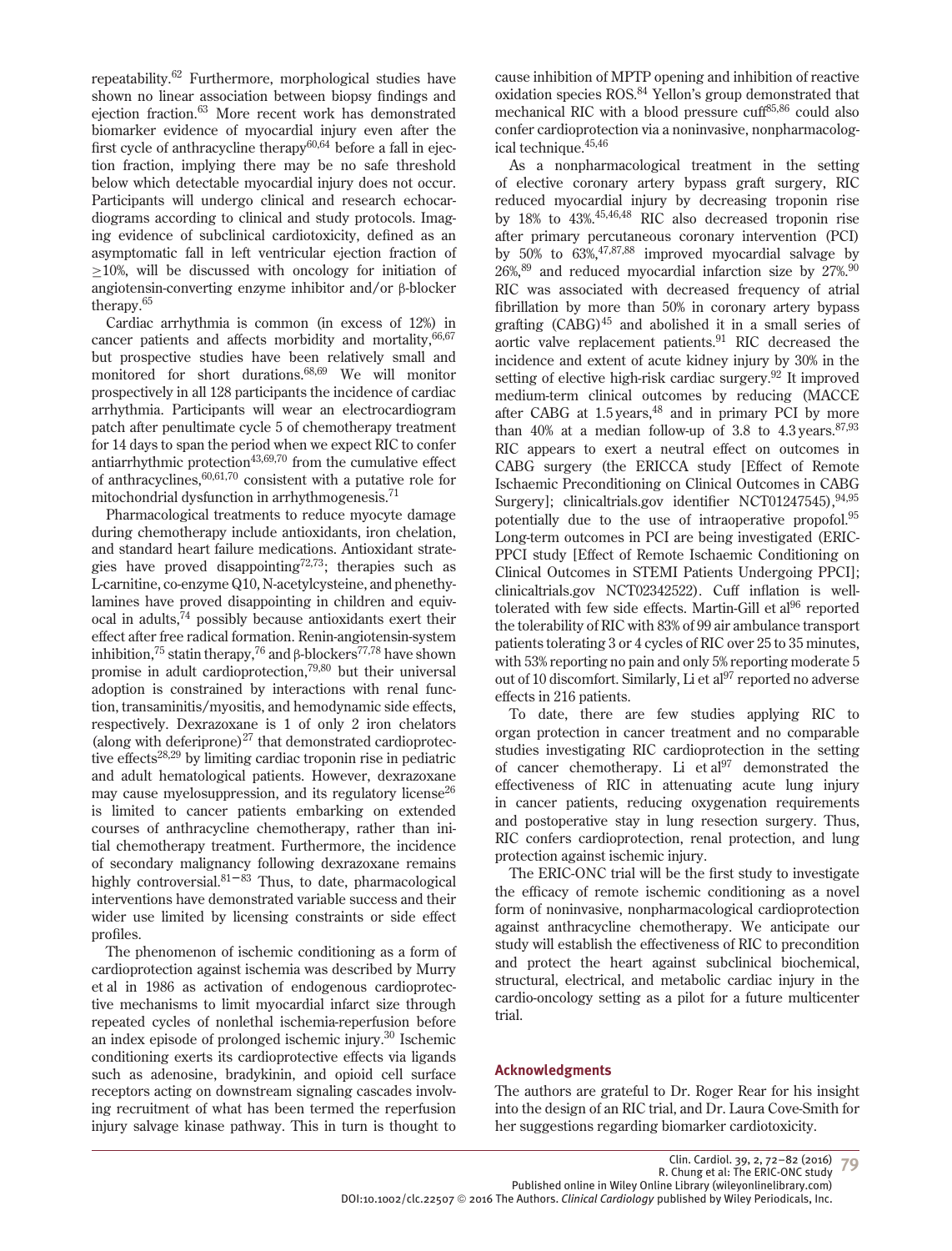repeatability.[62] Furthermore, morphological studies have shown no linear association between biopsy findings and ejection fraction.[63] More recent work has demonstrated biomarker evidence of myocardial injury even after the first cycle of anthracycline therapy[60,64] before a fall in ejection fraction, implying there may be no safe threshold below which detectable myocardial injury does not occur. Participants will undergo clinical and research echocardiograms according to clinical and study protocols. Imaging evidence of subclinical cardiotoxicity, defined as an asymptomatic fall in left ventricular ejection fraction of $\geq$10%, will be discussed with oncology for initiation of angiotensin-converting enzyme inhibitor and/or β-blocker therapy.[65]

Cardiac arrhythmia is common (in excess of 12%) in cancer patients and affects morbidity and mortality,[66,67] but prospective studies have been relatively small and monitored for short durations.[68,69] We will monitor prospectively in all 128 participants the incidence of cardiac arrhythmia. Participants will wear an electrocardiogram patch after penultimate cycle 5 of chemotherapy treatment for 14 days to span the period when we expect RIC to confer antiarrhythmic protection[43,69,70] from the cumulative effect of anthracyclines,[60,61,70] consistent with a putative role for mitochondrial dysfunction in arrhythmogenesis.[71]

Pharmacological treatments to reduce myocyte damage during chemotherapy include antioxidants, iron chelation, and standard heart failure medications. Antioxidant strategies have proved disappointing[72,73]; therapies such as L-carnitine, co-enzyme Q10, N-acetylcysteine, and phenethylamines have proved disappointing in children and equivocal in adults,[74] possibly because antioxidants exert their effect after free radical formation. Renin-angiotensin-system inhibition,[75] statin therapy,[76] and β-blockers[77,78] have shown promise in adult cardioprotection,[79,80] but their universal adoption is constrained by interactions with renal function, transaminitis/myositis, and hemodynamic side effects, respectively. Dexrazoxane is 1 of only 2 iron chelators (along with deferiprone)[27] that demonstrated cardioprotective effects[28,29] by limiting cardiac troponin rise in pediatric and adult hematological patients. However, dexrazoxane may cause myelosuppression, and its regulatory license[26] is limited to cancer patients embarking on extended courses of anthracycline chemotherapy, rather than initial chemotherapy treatment. Furthermore, the incidence of secondary malignancy following dexrazoxane remains highly controversial.[81–83] Thus, to date, pharmacological interventions have demonstrated variable success and their wider use limited by licensing constraints or side effect profiles.

The phenomenon of ischemic conditioning as a form of cardioprotection against ischemia was described by Murry et al in 1986 as activation of endogenous cardioprotective mechanisms to limit myocardial infarct size through repeated cycles of nonlethal ischemia-reperfusion before an index episode of prolonged ischemic injury.[30] Ischemic conditioning exerts its cardioprotective effects via ligands such as adenosine, bradykinin, and opioid cell surface receptors acting on downstream signaling cascades involving recruitment of what has been termed the reperfusion injury salvage kinase pathway. This in turn is thought to cause inhibition of MPTP opening and inhibition of reactive oxidation species ROS.[84] Yellon's group demonstrated that mechanical RIC with a blood pressure cuff[85,86] could also confer cardioprotection via a noninvasive, nonpharmacological technique.[45,46]

As a nonpharmacological treatment in the setting of elective coronary artery bypass graft surgery, RIC reduced myocardial injury by decreasing troponin rise by 18% to 43%.[45,46,48] RIC also decreased troponin rise after primary percutaneous coronary intervention (PCI) by 50% to 63%,[47,87,88] improved myocardial salvage by 26%,[89] and reduced myocardial infarction size by 27%.[90] RIC was associated with decreased frequency of atrial fibrillation by more than 50% in coronary artery bypass grafting (CABG)[45] and abolished it in a small series of aortic valve replacement patients.[91] RIC decreased the incidence and extent of acute kidney injury by 30% in the setting of elective high-risk cardiac surgery.[92] It improved medium-term clinical outcomes by reducing (MACCE after CABG at 1.5 years,[48] and in primary PCI by more than 40% at a median follow-up of 3.8 to 4.3 years.[87,93] RIC appears to exert a neutral effect on outcomes in CABG surgery (the ERICCA study [Effect of Remote Ischaemic Preconditioning on Clinical Outcomes in CABG Surgery]; clinicaltrials.gov identifier NCT01247545),[94,95] potentially due to the use of intraoperative propofol.[95] Long-term outcomes in PCI are being investigated (ERIC-PPCI study [Effect of Remote Ischaemic Conditioning on Clinical Outcomes in STEMI Patients Undergoing PPCI]; clinicaltrials.gov NCT02342522). Cuff inflation is well-tolerated with few side effects. Martin-Gill et al[96] reported the tolerability of RIC with 83% of 99 air ambulance transport patients tolerating 3 or 4 cycles of RIC over 25 to 35 minutes, with 53% reporting no pain and only 5% reporting moderate 5 out of 10 discomfort. Similarly, Li et al[97] reported no adverse effects in 216 patients.

To date, there are few studies applying RIC to organ protection in cancer treatment and no comparable studies investigating RIC cardioprotection in the setting of cancer chemotherapy. Li et al[97] demonstrated the effectiveness of RIC in attenuating acute lung injury in cancer patients, reducing oxygenation requirements and postoperative stay in lung resection surgery. Thus, RIC confers cardioprotection, renal protection, and lung protection against ischemic injury.

The ERIC-ONC trial will be the first study to investigate the efficacy of remote ischemic conditioning as a novel form of noninvasive, nonpharmacological cardioprotection against anthracycline chemotherapy. We anticipate our study will establish the effectiveness of RIC to precondition and protect the heart against subclinical biochemical, structural, electrical, and metabolic cardiac injury in the cardio-oncology setting as a pilot for a future multicenter trial.

## Acknowledgments

The authors are grateful to Dr. Roger Rear for his insight into the design of an RIC trial, and Dr. Laura Cove-Smith for her suggestions regarding biomarker cardiotoxicity.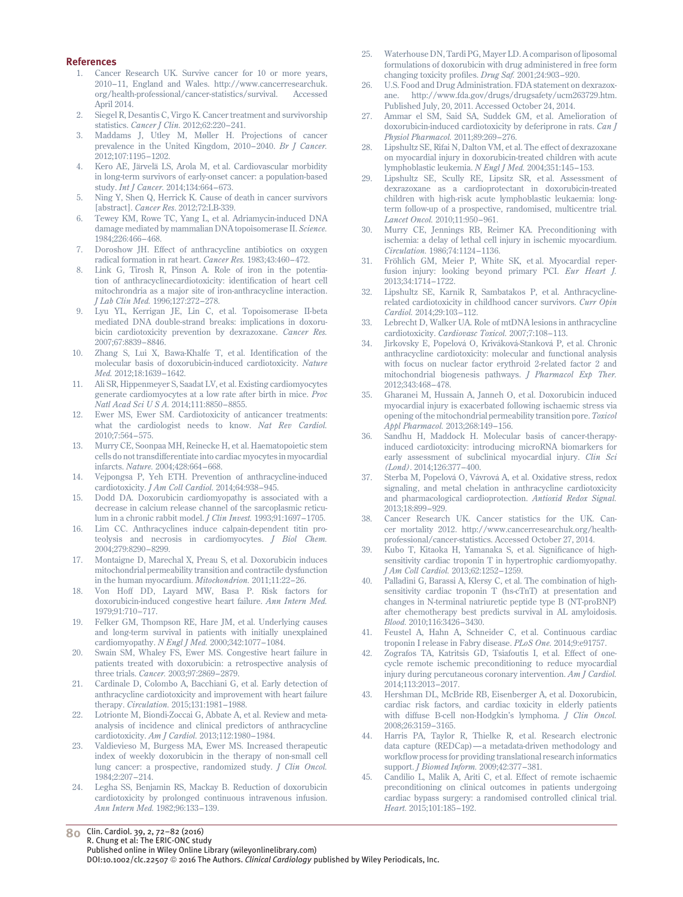## References

1. Cancer Research UK. Survive cancer for 10 or more years, 2010–11, England and Wales. http://www.cancerresearchuk.org/health-professional/cancer-statistics/survival. Accessed April 2014.
2. Siegel R, Desantis C, Virgo K. Cancer treatment and survivorship statistics. *Cancer J Clin.* 2012;62:220–241.
3. Maddams J, Utley M, Møller H. Projections of cancer prevalence in the United Kingdom, 2010–2040. *Br J Cancer.* 2012;107:1195–1202.
4. Kero AE, Järvelä LS, Arola M, et al. Cardiovascular morbidity in long-term survivors of early-onset cancer: a population-based study. *Int J Cancer.* 2014;134:664–673.
5. Ning Y, Shen Q, Herrick K. Cause of death in cancer survivors [abstract]. *Cancer Res.* 2012;72:LB-339.
6. Tewey KM, Rowe TC, Yang L, et al. Adriamycin-induced DNA damage mediated by mammalian DNA topoisomerase II. *Science.* 1984;226:466–468.
7. Doroshow JH. Effect of anthracycline antibiotics on oxygen radical formation in rat heart. *Cancer Res.* 1983;43:460–472.
8. Link G, Tirosh R, Pinson A. Role of iron in the potentiation of anthracyclinecardiotoxicity: identification of heart cell mitochrondria as a major site of iron-anthracycline interaction. *J Lab Clin Med.* 1996;127:272–278.
9. Lyu YL, Kerrigan JE, Lin C, et al. Topoisomerase II-beta mediated DNA double-strand breaks: implications in doxorubicin cardiotoxicity prevention by dexrazoxane. *Cancer Res.* 2007;67:8839–8846.
10. Zhang S, Lui X, Bawa-Khalfe T, et al. Identification of the molecular basis of doxorubicin-induced cardiotoxicity. *Nature Med.* 2012;18:1639–1642.
11. Ali SR, Hippenmeyer S, Saadat LV, et al. Existing cardiomyocytes generate cardiomyocytes at a low rate after birth in mice. *Proc Natl Acad Sci U S A.* 2014;111:8850–8855.
12. Ewer MS, Ewer SM. Cardiotoxicity of anticancer treatments: what the cardiologist needs to know. *Nat Rev Cardiol.* 2010;7:564–575.
13. Murry CE, Soonpaa MH, Reinecke H, et al. Haematopoietic stem cells do not transdifferentiate into cardiac myocytes in myocardial infarcts. *Nature.* 2004;428:664–668.
14. Vejpongsa P, Yeh ETH. Prevention of anthracycline-induced cardiotoxicity. *J Am Coll Cardiol.* 2014;64:938–945.
15. Dodd DA. Doxorubicin cardiomyopathy is associated with a decrease in calcium release channel of the sarcoplasmic reticulum in a chronic rabbit model. *J Clin Invest.* 1993;91:1697–1705.
16. Lim CC. Anthracyclines induce calpain-dependent titin proteolysis and necrosis in cardiomyocytes. *J Biol Chem.* 2004;279:8290–8299.
17. Montaigne D, Marechal X, Preau S, et al. Doxorubicin induces mitochondrial permeability transition and contractile dysfunction in the human myocardium. *Mitochondrion.* 2011;11:22–26.
18. Von Hoff DD, Layard MW, Basa P. Risk factors for doxorubicin-induced congestive heart failure. *Ann Intern Med.* 1979;91:710–717.
19. Felker GM, Thompson RE, Hare JM, et al. Underlying causes and long-term survival in patients with initially unexplained cardiomyopathy. *N Engl J Med.* 2000;342:1077–1084.
20. Swain SM, Whaley FS, Ewer MS. Congestive heart failure in patients treated with doxorubicin: a retrospective analysis of three trials. *Cancer.* 2003;97:2869–2879.
21. Cardinale D, Colombo A, Bacchiani G, et al. Early detection of anthracycline cardiotoxicity and improvement with heart failure therapy. *Circulation.* 2015;131:1981–1988.
22. Lotrionte M, Biondi-Zoccai G, Abbate A, et al. Review and meta-analysis of incidence and clinical predictors of anthracycline cardiotoxicity. *Am J Cardiol.* 2013;112:1980–1984.
23. Valdievieso M, Burgess MA, Ewer MS. Increased therapeutic index of weekly doxorubicin in the therapy of non-small cell lung cancer: a prospective, randomized study. *J Clin Oncol.* 1984;2:207–214.
24. Legha SS, Benjamin RS, Mackay B. Reduction of doxorubicin cardiotoxicity by prolonged continuous intravenous infusion. *Ann Intern Med.* 1982;96:133–139.
25. Waterhouse DN, Tardi PG, Mayer LD. A comparison of liposomal formulations of doxorubicin with drug administered in free form changing toxicity profiles. *Drug Saf.* 2001;24:903–920.
26. U.S. Food and Drug Administration. FDA statement on dexrazoxane. http://www.fda.gov/drugs/drugsafety/ucm263729.htm. Published July, 20, 2011. Accessed October 24, 2014.
27. Ammar el SM, Said SA, Suddek GM, et al. Amelioration of doxorubicin-induced cardiotoxicity by deferiprone in rats. *Can J Physiol Pharmacol.* 2011;89:269–276.
28. Lipshultz SE, Rifai N, Dalton VM, et al. The effect of dexrazoxane on myocardial injury in doxorubicin-treated children with acute lymphoblastic leukemia. *N Engl J Med.* 2004;351:145–153.
29. Lipshultz SE, Scully RE, Lipsitz SR, et al. Assessment of dexrazoxane as a cardioprotectant in doxorubicin-treated children with high-risk acute lymphoblastic leukaemia: long-term follow-up of a prospective, randomised, multicentre trial. *Lancet Oncol.* 2010;11:950–961.
30. Murry CE, Jennings RB, Reimer KA. Preconditioning with ischemia: a delay of lethal cell injury in ischemic myocardium. *Circulation.* 1986;74:1124–1136.
31. Fröhlich GM, Meier P, White SK, et al. Myocardial reperfusion injury: looking beyond primary PCI. *Eur Heart J.* 2013;34:1714–1722.
32. Lipshultz SE, Karnik R, Sambatakos P, et al. Anthracycline-related cardiotoxicity in childhood cancer survivors. *Curr Opin Cardiol.* 2014;29:103–112.
33. Lebrecht D, Walker UA. Role of mtDNA lesions in anthracycline cardiotoxicity. *Cardiovasc Toxicol.* 2007;7:108–113.
34. Jirkovsky E, Popelová O, Kriváková-Stanková P, et al. Chronic anthracycline cardiotoxicity: molecular and functional analysis with focus on nuclear factor erythroid 2-related factor 2 and mitochondrial biogenesis pathways. *J Pharmacol Exp Ther.* 2012;343:468–478.
35. Gharanei M, Hussain A, Janneh O, et al. Doxorubicin induced myocardial injury is exacerbated following ischaemic stress via opening of the mitochondrial permeability transition pore. *Toxicol Appl Pharmacol.* 2013;268:149–156.
36. Sandhu H, Maddock H. Molecular basis of cancer-therapy-induced cardiotoxicity: introducing microRNA biomarkers for early assessment of subclinical myocardial injury. *Clin Sci (Lond).* 2014;126:377–400.
37. Sterba M, Popelová O, Vávrová A, et al. Oxidative stress, redox signaling, and metal chelation in anthracycline cardiotoxicity and pharmacological cardioprotection. *Antioxid Redox Signal.* 2013;18:899–929.
38. Cancer Research UK. Cancer statistics for the UK. Cancer mortality 2012. http://www.cancerresearchuk.org/health-professional/cancer-statistics. Accessed October 27, 2014.
39. Kubo T, Kitaoka H, Yamanaka S, et al. Significance of high-sensitivity cardiac troponin T in hypertrophic cardiomyopathy. *J Am Coll Cardiol.* 2013;62:1252–1259.
40. Palladini G, Barassi A, Klersy C, et al. The combination of high-sensitivity cardiac troponin T (hs-cTnT) at presentation and changes in N-terminal natriuretic peptide type B (NT-proBNP) after chemotherapy best predicts survival in AL amyloidosis. *Blood.* 2010;116:3426–3430.
41. Feustel A, Hahn A, Schneider C, et al. Continuous cardiac troponin I release in Fabry disease. *PLoS One.* 2014;9:e91757.
42. Zografos TA, Katritsis GD, Tsiafoutis I, et al. Effect of one-cycle remote ischemic preconditioning to reduce myocardial injury during percutaneous coronary intervention. *Am J Cardiol.* 2014;113:2013–2017.
43. Hershman DL, McBride RB, Eisenberger A, et al. Doxorubicin, cardiac risk factors, and cardiac toxicity in elderly patients with diffuse B-cell non-Hodgkin's lymphoma. *J Clin Oncol.* 2008;26:3159–3165.
44. Harris PA, Taylor R, Thielke R, et al. Research electronic data capture (REDCap)—a metadata-driven methodology and workflow process for providing translational research informatics support. *J Biomed Inform.* 2009;42:377–381.
45. Candilio L, Malik A, Ariti C, et al. Effect of remote ischaemic preconditioning on clinical outcomes in patients undergoing cardiac bypass surgery: a randomised controlled clinical trial. *Heart.* 2015;101:185–192.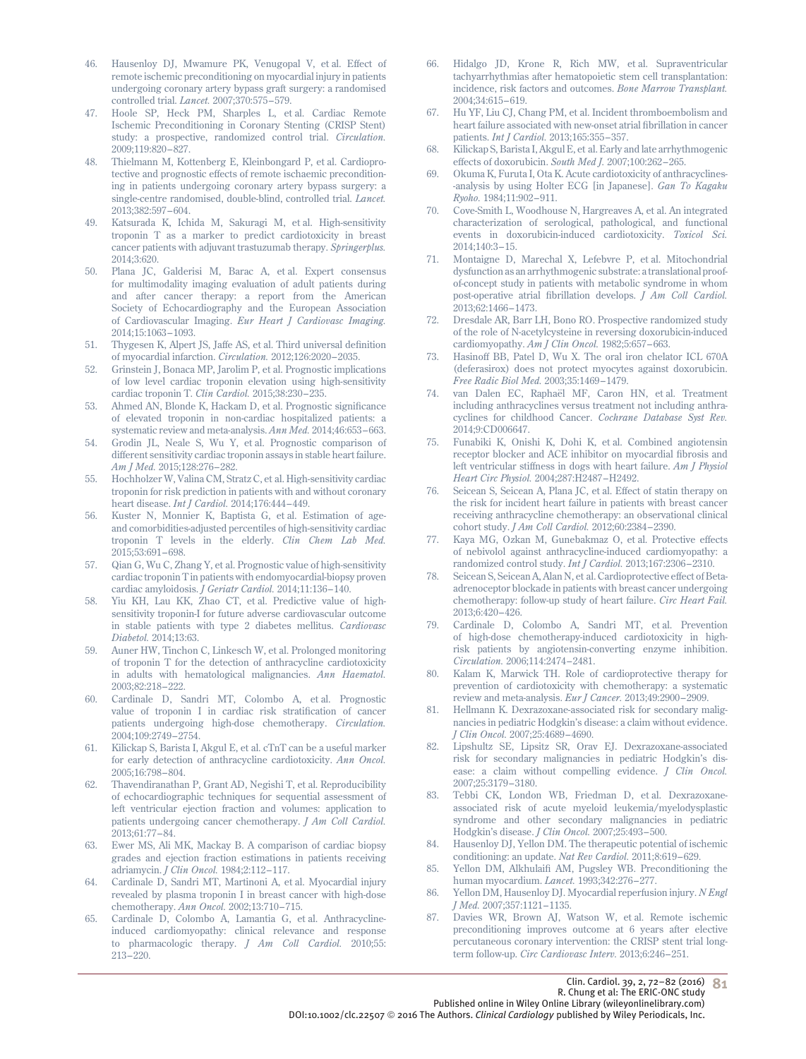46. Hausenloy DJ, Mwamure PK, Venugopal V, et al. Effect of remote ischemic preconditioning on myocardial injury in patients undergoing coronary artery bypass graft surgery: a randomised controlled trial. *Lancet.* 2007;370:575–579.
47. Hoole SP, Heck PM, Sharples L, et al. Cardiac Remote Ischemic Preconditioning in Coronary Stenting (CRISP Stent) study: a prospective, randomized control trial. *Circulation.* 2009;119:820–827.
48. Thielmann M, Kottenberg E, Kleinbongard P, et al. Cardioprotective and prognostic effects of remote ischaemic preconditioning in patients undergoing coronary artery bypass surgery: a single-centre randomised, double-blind, controlled trial. *Lancet.* 2013;382:597–604.
49. Katsurada K, Ichida M, Sakuragi M, et al. High-sensitivity troponin T as a marker to predict cardiotoxicity in breast cancer patients with adjuvant trastuzumab therapy. *Springerplus.* 2014;3:620.
50. Plana JC, Galderisi M, Barac A, et al. Expert consensus for multimodality imaging evaluation of adult patients during and after cancer therapy: a report from the American Society of Echocardiography and the European Association of Cardiovascular Imaging. *Eur Heart J Cardiovasc Imaging.* 2014;15:1063–1093.
51. Thygesen K, Alpert JS, Jaffe AS, et al. Third universal definition of myocardial infarction. *Circulation.* 2012;126:2020–2035.
52. Grinstein J, Bonaca MP, Jarolim P, et al. Prognostic implications of low level cardiac troponin elevation using high-sensitivity cardiac troponin T. *Clin Cardiol.* 2015;38:230–235.
53. Ahmed AN, Blonde K, Hackam D, et al. Prognostic significance of elevated troponin in non-cardiac hospitalized patients: a systematic review and meta-analysis. *Ann Med.* 2014;46:653–663.
54. Grodin JL, Neale S, Wu Y, et al. Prognostic comparison of different sensitivity cardiac troponin assays in stable heart failure. *Am J Med.* 2015;128:276–282.
55. Hochholzer W, Valina CM, Stratz C, et al. High-sensitivity cardiac troponin for risk prediction in patients with and without coronary heart disease. *Int J Cardiol.* 2014;176:444–449.
56. Kuster N, Monnier K, Baptista G, et al. Estimation of age- and comorbidities-adjusted percentiles of high-sensitivity cardiac troponin T levels in the elderly. *Clin Chem Lab Med.* 2015;53:691–698.
57. Qian G, Wu C, Zhang Y, et al. Prognostic value of high-sensitivity cardiac troponin T in patients with endomyocardial-biopsy proven cardiac amyloidosis. *J Geriatr Cardiol.* 2014;11:136–140.
58. Yiu KH, Lau KK, Zhao CT, et al. Predictive value of high-sensitivity troponin-I for future adverse cardiovascular outcome in stable patients with type 2 diabetes mellitus. *Cardiovasc Diabetol.* 2014;13:63.
59. Auner HW, Tinchon C, Linkesch W, et al. Prolonged monitoring of troponin T for the detection of anthracycline cardiotoxicity in adults with hematological malignancies. *Ann Haematol.* 2003;82:218–222.
60. Cardinale D, Sandri MT, Colombo A, et al. Prognostic value of troponin I in cardiac risk stratification of cancer patients undergoing high-dose chemotherapy. *Circulation.* 2004;109:2749–2754.
61. Kilickap S, Barista I, Akgul E, et al. cTnT can be a useful marker for early detection of anthracycline cardiotoxicity. *Ann Oncol.* 2005;16:798–804.
62. Thavendiranathan P, Grant AD, Negishi T, et al. Reproducibility of echocardiographic techniques for sequential assessment of left ventricular ejection fraction and volumes: application to patients undergoing cancer chemotherapy. *J Am Coll Cardiol.* 2013;61:77–84.
63. Ewer MS, Ali MK, Mackay B. A comparison of cardiac biopsy grades and ejection fraction estimations in patients receiving adriamycin. *J Clin Oncol.* 1984;2:112–117.
64. Cardinale D, Sandri MT, Martinoni A, et al. Myocardial injury revealed by plasma troponin I in breast cancer with high-dose chemotherapy. *Ann Oncol.* 2002;13:710–715.
65. Cardinale D, Colombo A, Lamantia G, et al. Anthracycline-induced cardiomyopathy: clinical relevance and response to pharmacologic therapy. *J Am Coll Cardiol.* 2010;55:213–220.
66. Hidalgo JD, Krone R, Rich MW, et al. Supraventricular tachyarrhythmias after hematopoietic stem cell transplantation: incidence, risk factors and outcomes. *Bone Marrow Transplant.* 2004;34:615–619.
67. Hu YF, Liu CJ, Chang PM, et al. Incident thromboembolism and heart failure associated with new-onset atrial fibrillation in cancer patients. *Int J Cardiol.* 2013;165:355–357.
68. Kilickap S, Barista I, Akgul E, et al. Early and late arrhythmogenic effects of doxorubicin. *South Med J.* 2007;100:262–265.
69. Okuma K, Furuta I, Ota K. Acute cardiotoxicity of anthracyclines--analysis by using Holter ECG [in Japanese]. *Gan To Kagaku Ryoho.* 1984;11:902–911.
70. Cove-Smith L, Woodhouse N, Hargreaves A, et al. An integrated characterization of serological, pathological, and functional events in doxorubicin-induced cardiotoxicity. *Toxicol Sci.* 2014;140:3–15.
71. Montaigne D, Marechal X, Lefebvre P, et al. Mitochondrial dysfunction as an arrhythmogenic substrate: a translational proof-of-concept study in patients with metabolic syndrome in whom post-operative atrial fibrillation develops. *J Am Coll Cardiol.* 2013;62:1466–1473.
72. Dresdale AR, Barr LH, Bono RO. Prospective randomized study of the role of N-acetylcysteine in reversing doxorubicin-induced cardiomyopathy. *Am J Clin Oncol.* 1982;5:657–663.
73. Hasinoff BB, Patel D, Wu X. The oral iron chelator ICL 670A (deferasirox) does not protect myocytes against doxorubicin. *Free Radic Biol Med.* 2003;35:1469–1479.
74. van Dalen EC, Raphaël MF, Caron HN, et al. Treatment including anthracyclines versus treatment not including anthracyclines for childhood Cancer. *Cochrane Database Syst Rev.* 2014;9:CD006647.
75. Funabiki K, Onishi K, Dohi K, et al. Combined angiotensin receptor blocker and ACE inhibitor on myocardial fibrosis and left ventricular stiffness in dogs with heart failure. *Am J Physiol Heart Circ Physiol.* 2004;287:H2487–H2492.
76. Seicean S, Seicean A, Plana JC, et al. Effect of statin therapy on the risk for incident heart failure in patients with breast cancer receiving anthracycline chemotherapy: an observational clinical cohort study. *J Am Coll Cardiol.* 2012;60:2384–2390.
77. Kaya MG, Ozkan M, Gunebakmaz O, et al. Protective effects of nebivolol against anthracycline-induced cardiomyopathy: a randomized control study. *Int J Cardiol.* 2013;167:2306–2310.
78. Seicean S, Seicean A, Alan N, et al. Cardioprotective effect of Beta-adrenoceptor blockade in patients with breast cancer undergoing chemotherapy: follow-up study of heart failure. *Circ Heart Fail.* 2013;6:420–426.
79. Cardinale D, Colombo A, Sandri MT, et al. Prevention of high-dose chemotherapy-induced cardiotoxicity in high-risk patients by angiotensin-converting enzyme inhibition. *Circulation.* 2006;114:2474–2481.
80. Kalam K, Marwick TH. Role of cardioprotective therapy for prevention of cardiotoxicity with chemotherapy: a systematic review and meta-analysis. *Eur J Cancer.* 2013;49:2900–2909.
81. Hellmann K. Dexrazoxane-associated risk for secondary malignancies in pediatric Hodgkin's disease: a claim without evidence. *J Clin Oncol.* 2007;25:4689–4690.
82. Lipshultz SE, Lipsitz SR, Orav EJ. Dexrazoxane-associated risk for secondary malignancies in pediatric Hodgkin's disease: a claim without compelling evidence. *J Clin Oncol.* 2007;25:3179–3180.
83. Tebbi CK, London WB, Friedman D, et al. Dexrazoxane-associated risk of acute myeloid leukemia/myelodysplastic syndrome and other secondary malignancies in pediatric Hodgkin's disease. *J Clin Oncol.* 2007;25:493–500.
84. Hausenloy DJ, Yellon DM. The therapeutic potential of ischemic conditioning: an update. *Nat Rev Cardiol.* 2011;8:619–629.
85. Yellon DM, Alkhulaifi AM, Pugsley WB. Preconditioning the human myocardium. *Lancet.* 1993;342:276–277.
86. Yellon DM, Hausenloy DJ. Myocardial reperfusion injury. *N Engl J Med.* 2007;357:1121–1135.
87. Davies WR, Brown AJ, Watson W, et al. Remote ischemic preconditioning improves outcome at 6 years after elective percutaneous coronary intervention: the CRISP stent trial long-term follow-up. *Circ Cardiovasc Interv.* 2013;6:246–251.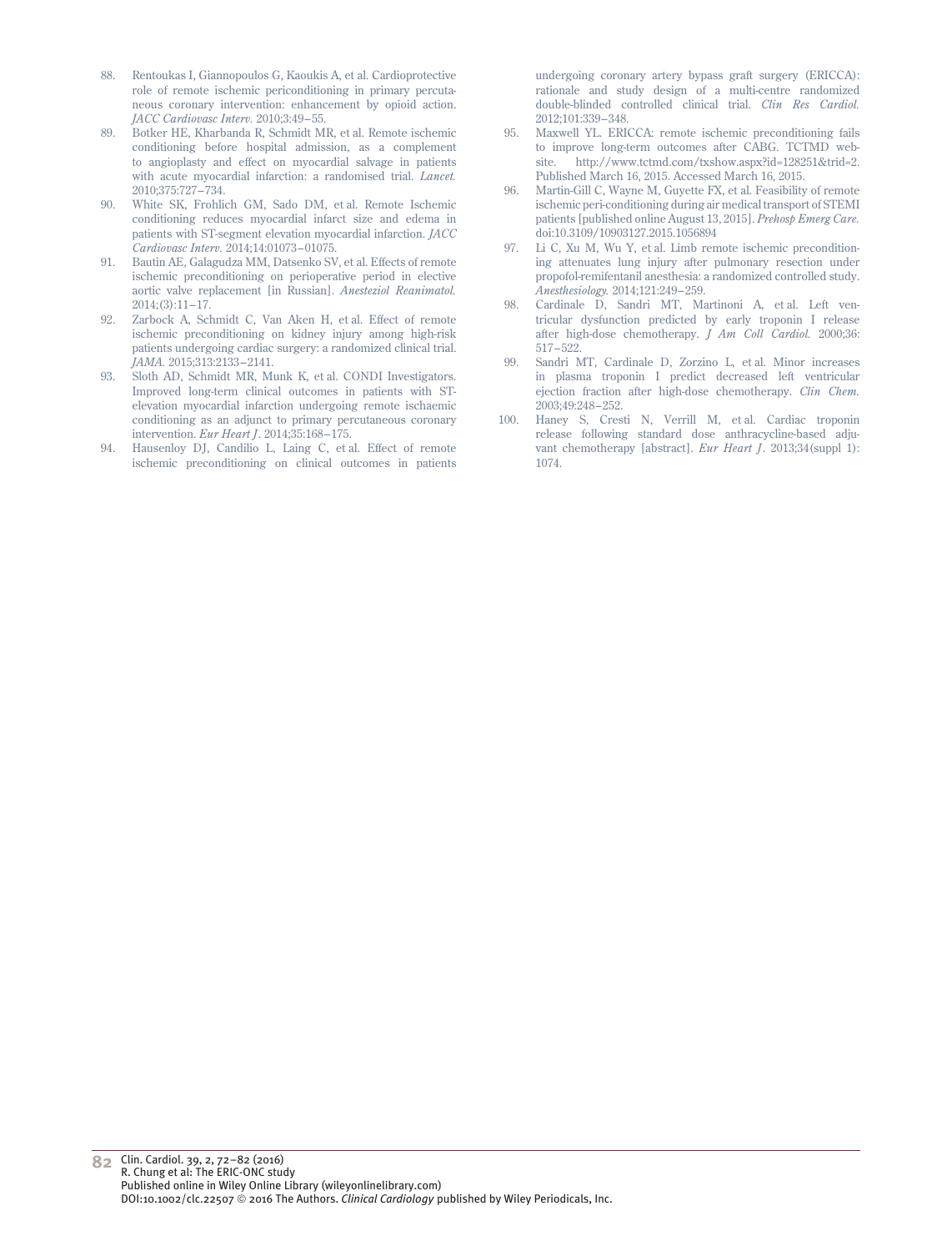88. Rentoukas I, Giannopoulos G, Kaoukis A, et al. Cardioprotective role of remote ischemic periconditioning in primary percutaneous coronary intervention: enhancement by opioid action. *JACC Cardiovasc Interv*. 2010;3:49–55.
89. Botker HE, Kharbanda R, Schmidt MR, et al. Remote ischemic conditioning before hospital admission, as a complement to angioplasty and effect on myocardial salvage in patients with acute myocardial infarction: a randomised trial. *Lancet*. 2010;375:727–734.
90. White SK, Frohlich GM, Sado DM, et al. Remote Ischemic conditioning reduces myocardial infarct size and edema in patients with ST-segment elevation myocardial infarction. *JACC Cardiovasc Interv*. 2014;14:01073–01075.
91. Bautin AE, Galagudza MM, Datsenko SV, et al. Effects of remote ischemic preconditioning on perioperative period in elective aortic valve replacement [in Russian]. *Anesteziol Reanimatol*. 2014;(3):11–17.
92. Zarbock A, Schmidt C, Van Aken H, et al. Effect of remote ischemic preconditioning on kidney injury among high-risk patients undergoing cardiac surgery: a randomized clinical trial. *JAMA*. 2015;313:2133–2141.
93. Sloth AD, Schmidt MR, Munk K, et al. CONDI Investigators. Improved long-term clinical outcomes in patients with ST-elevation myocardial infarction undergoing remote ischaemic conditioning as an adjunct to primary percutaneous coronary intervention. *Eur Heart J*. 2014;35:168–175.
94. Hausenloy DJ, Candilio L, Laing C, et al. Effect of remote ischemic preconditioning on clinical outcomes in patients undergoing coronary artery bypass graft surgery (ERICCA): rationale and study design of a multi-centre randomized double-blinded controlled clinical trial. *Clin Res Cardiol*. 2012;101:339–348.
95. Maxwell YL. ERICCA: remote ischemic preconditioning fails to improve long-term outcomes after CABG. TCTMD website. http://www.tctmd.com/txshow.aspx?id=128251&trid=2. Published March 16, 2015. Accessed March 16, 2015.
96. Martin-Gill C, Wayne M, Guyette FX, et al. Feasibility of remote ischemic peri-conditioning during air medical transport of STEMI patients [published online August 13, 2015]. *Prehosp Emerg Care*. doi:10.3109/10903127.2015.1056894
97. Li C, Xu M, Wu Y, et al. Limb remote ischemic preconditioning attenuates lung injury after pulmonary resection under propofol-remifentanil anesthesia: a randomized controlled study. *Anesthesiology*. 2014;121:249–259.
98. Cardinale D, Sandri MT, Martinoni A, et al. Left ventricular dysfunction predicted by early troponin I release after high-dose chemotherapy. *J Am Coll Cardiol*. 2000;36:517–522.
99. Sandri MT, Cardinale D, Zorzino L, et al. Minor increases in plasma troponin I predict decreased left ventricular ejection fraction after high-dose chemotherapy. *Clin Chem*. 2003;49:248–252.
100. Haney S, Cresti N, Verrill M, et al. Cardiac troponin release following standard dose anthracycline-based adjuvant chemotherapy [abstract]. *Eur Heart J*. 2013;34(suppl 1):1074.